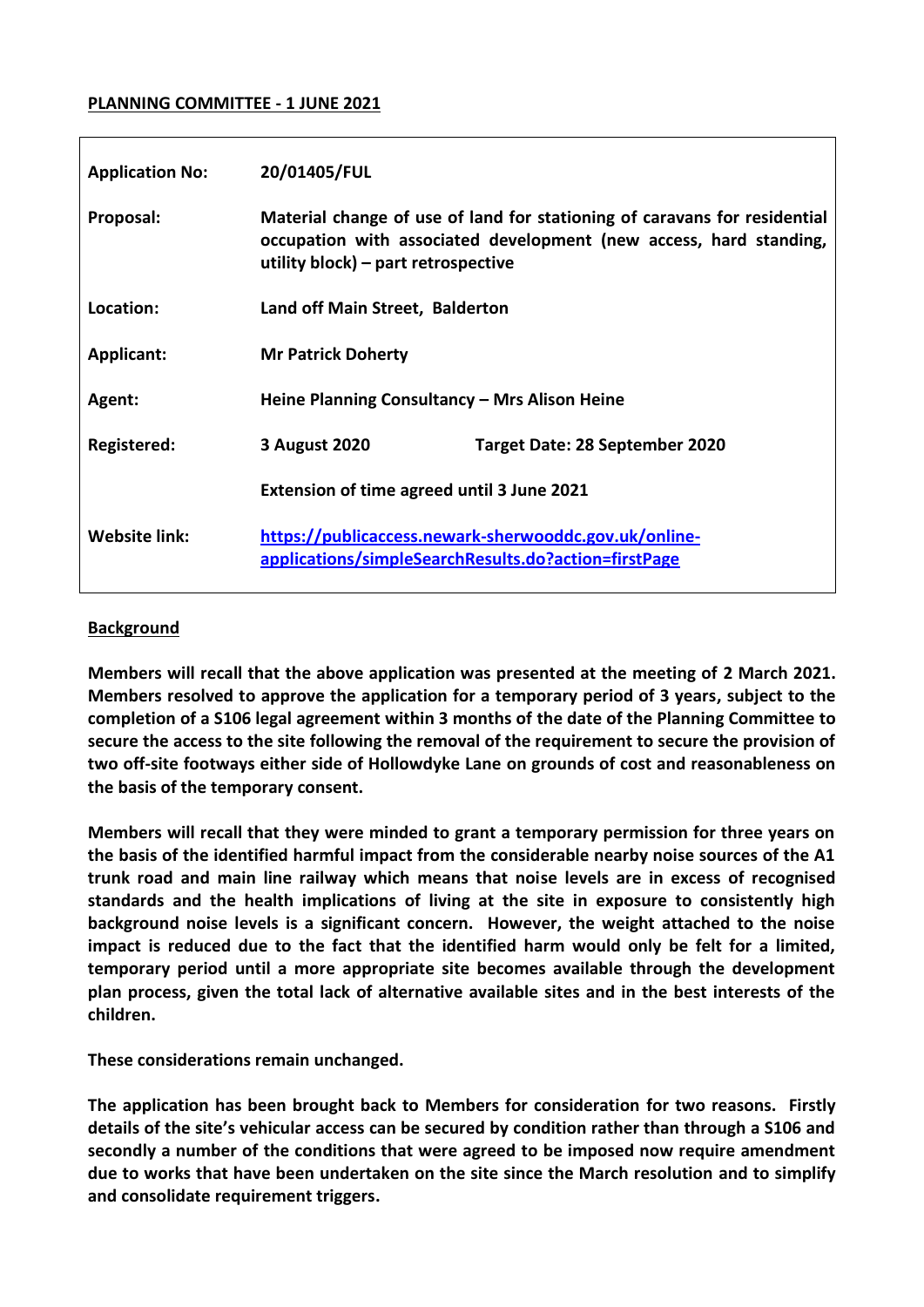**PLANNING COMMITTEE - 1 JUNE 2021**

| | | |
|---|---|---|
| **Application No:** | **20/01405/FUL** | |
| **Proposal:** | **Material change of use of land for stationing of caravans for residential occupation with associated development (new access, hard standing, utility block) – part retrospective** | |
| **Location:** | **Land off Main Street, Balderton** | |
| **Applicant:** | **Mr Patrick Doherty** | |
| **Agent:** | **Heine Planning Consultancy – Mrs Alison Heine** | |
| **Registered:** | **3 August 2020** | **Target Date: 28 September 2020** |
| | **Extension of time agreed until 3 June 2021** | |
| **Website link:** | **[https://publicaccess.newark-sherwooddc.gov.uk/online-applications/simpleSearchResults.do?action=firstPage](https://publicaccess.newark-sherwooddc.gov.uk/online-applications/simpleSearchResults.do?action=firstPage)** | |

**Background**

**Members will recall that the above application was presented at the meeting of 2 March 2021. Members resolved to approve the application for a temporary period of 3 years, subject to the completion of a S106 legal agreement within 3 months of the date of the Planning Committee to secure the access to the site following the removal of the requirement to secure the provision of two off-site footways either side of Hollowdyke Lane on grounds of cost and reasonableness on the basis of the temporary consent.**

**Members will recall that they were minded to grant a temporary permission for three years on the basis of the identified harmful impact from the considerable nearby noise sources of the A1 trunk road and main line railway which means that noise levels are in excess of recognised standards and the health implications of living at the site in exposure to consistently high background noise levels is a significant concern. However, the weight attached to the noise impact is reduced due to the fact that the identified harm would only be felt for a limited, temporary period until a more appropriate site becomes available through the development plan process, given the total lack of alternative available sites and in the best interests of the children.**

**These considerations remain unchanged.**

**The application has been brought back to Members for consideration for two reasons. Firstly details of the site's vehicular access can be secured by condition rather than through a S106 and secondly a number of the conditions that were agreed to be imposed now require amendment due to works that have been undertaken on the site since the March resolution and to simplify and consolidate requirement triggers.**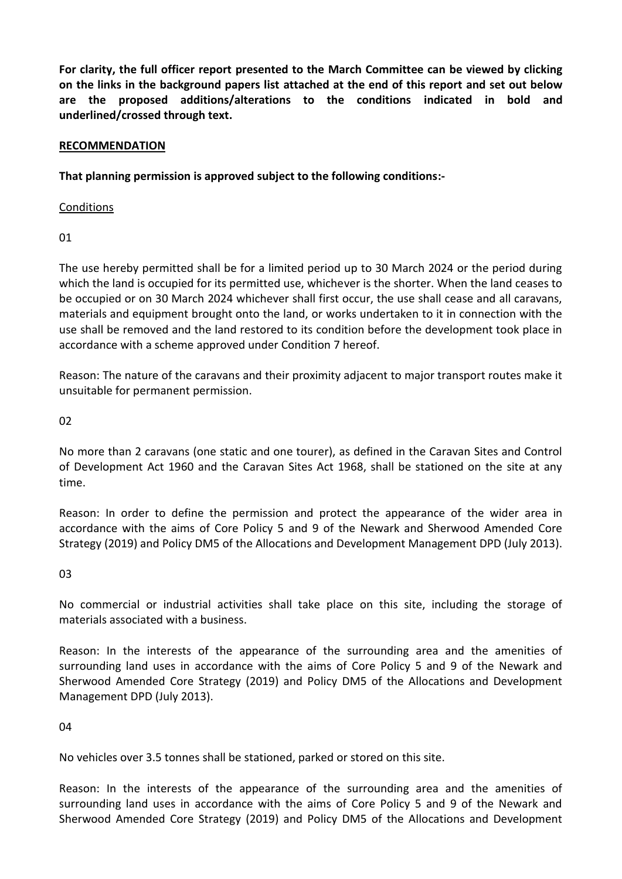**For clarity, the full officer report presented to the March Committee can be viewed by clicking on the links in the background papers list attached at the end of this report and set out below are the proposed additions/alterations to the conditions indicated in bold and underlined/crossed through text.**

**RECOMMENDATION**

**That planning permission is approved subject to the following conditions:-**

Conditions

01

The use hereby permitted shall be for a limited period up to 30 March 2024 or the period during which the land is occupied for its permitted use, whichever is the shorter. When the land ceases to be occupied or on 30 March 2024 whichever shall first occur, the use shall cease and all caravans, materials and equipment brought onto the land, or works undertaken to it in connection with the use shall be removed and the land restored to its condition before the development took place in accordance with a scheme approved under Condition 7 hereof.

Reason: The nature of the caravans and their proximity adjacent to major transport routes make it unsuitable for permanent permission.

02

No more than 2 caravans (one static and one tourer), as defined in the Caravan Sites and Control of Development Act 1960 and the Caravan Sites Act 1968, shall be stationed on the site at any time.

Reason: In order to define the permission and protect the appearance of the wider area in accordance with the aims of Core Policy 5 and 9 of the Newark and Sherwood Amended Core Strategy (2019) and Policy DM5 of the Allocations and Development Management DPD (July 2013).

03

No commercial or industrial activities shall take place on this site, including the storage of materials associated with a business.

Reason: In the interests of the appearance of the surrounding area and the amenities of surrounding land uses in accordance with the aims of Core Policy 5 and 9 of the Newark and Sherwood Amended Core Strategy (2019) and Policy DM5 of the Allocations and Development Management DPD (July 2013).

04

No vehicles over 3.5 tonnes shall be stationed, parked or stored on this site.

Reason: In the interests of the appearance of the surrounding area and the amenities of surrounding land uses in accordance with the aims of Core Policy 5 and 9 of the Newark and Sherwood Amended Core Strategy (2019) and Policy DM5 of the Allocations and Development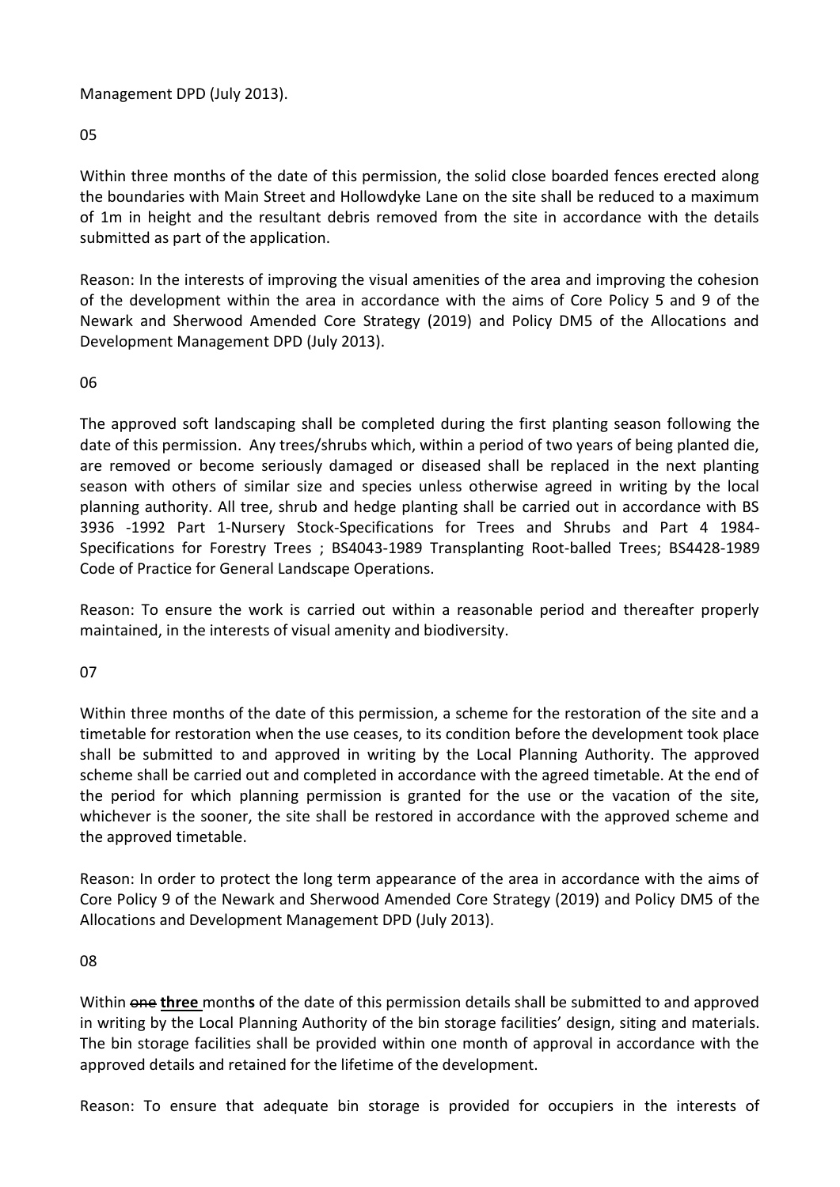Management DPD (July 2013).

05

Within three months of the date of this permission, the solid close boarded fences erected along the boundaries with Main Street and Hollowdyke Lane on the site shall be reduced to a maximum of 1m in height and the resultant debris removed from the site in accordance with the details submitted as part of the application.

Reason: In the interests of improving the visual amenities of the area and improving the cohesion of the development within the area in accordance with the aims of Core Policy 5 and 9 of the Newark and Sherwood Amended Core Strategy (2019) and Policy DM5 of the Allocations and Development Management DPD (July 2013).

06

The approved soft landscaping shall be completed during the first planting season following the date of this permission. Any trees/shrubs which, within a period of two years of being planted die, are removed or become seriously damaged or diseased shall be replaced in the next planting season with others of similar size and species unless otherwise agreed in writing by the local planning authority. All tree, shrub and hedge planting shall be carried out in accordance with BS 3936 -1992 Part 1-Nursery Stock-Specifications for Trees and Shrubs and Part 4 1984-Specifications for Forestry Trees ; BS4043-1989 Transplanting Root-balled Trees; BS4428-1989 Code of Practice for General Landscape Operations.

Reason: To ensure the work is carried out within a reasonable period and thereafter properly maintained, in the interests of visual amenity and biodiversity.

07

Within three months of the date of this permission, a scheme for the restoration of the site and a timetable for restoration when the use ceases, to its condition before the development took place shall be submitted to and approved in writing by the Local Planning Authority. The approved scheme shall be carried out and completed in accordance with the agreed timetable. At the end of the period for which planning permission is granted for the use or the vacation of the site, whichever is the sooner, the site shall be restored in accordance with the approved scheme and the approved timetable.

Reason: In order to protect the long term appearance of the area in accordance with the aims of Core Policy 9 of the Newark and Sherwood Amended Core Strategy (2019) and Policy DM5 of the Allocations and Development Management DPD (July 2013).

08

Within ~~one~~ **three** month**s** of the date of this permission details shall be submitted to and approved in writing by the Local Planning Authority of the bin storage facilities' design, siting and materials. The bin storage facilities shall be provided within one month of approval in accordance with the approved details and retained for the lifetime of the development.

Reason: To ensure that adequate bin storage is provided for occupiers in the interests of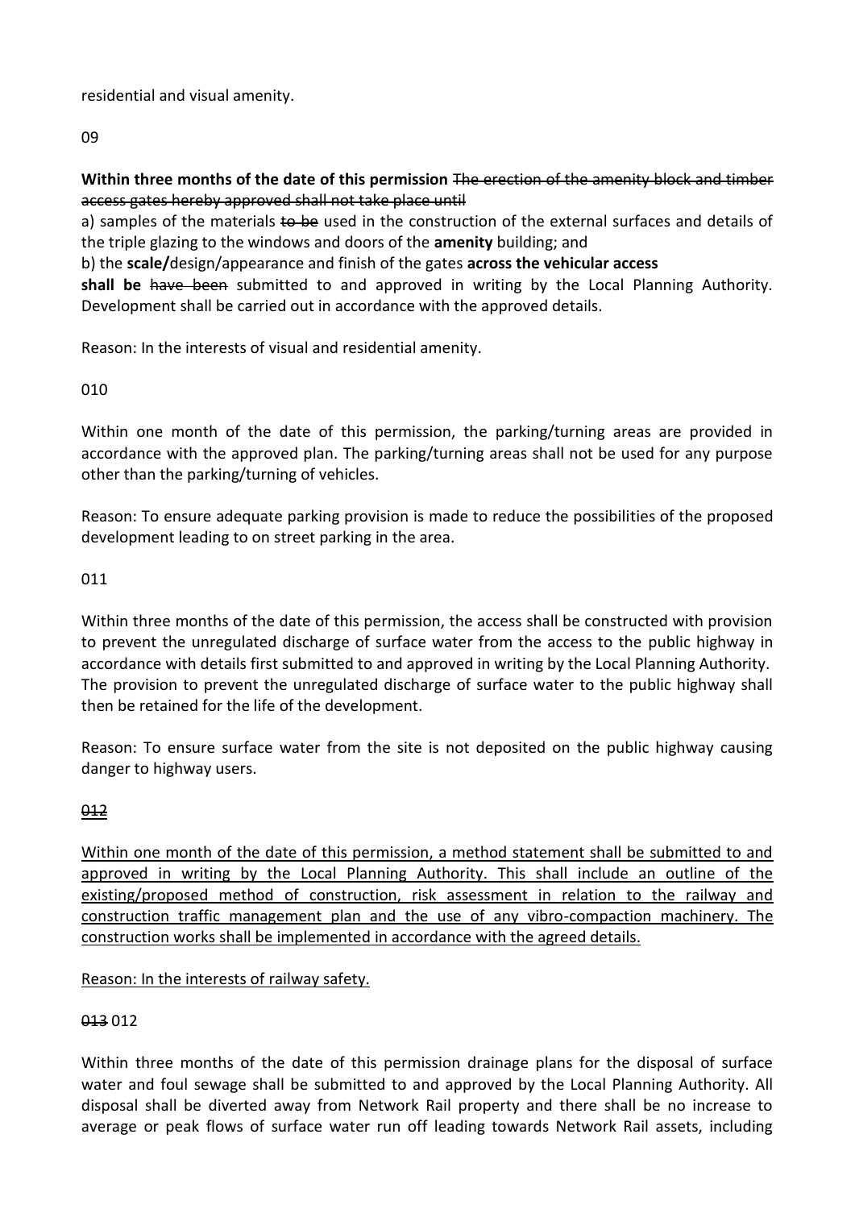residential and visual amenity.

09

**Within three months of the date of this permission** ~~The erection of the amenity block and timber access gates hereby approved shall not take place until~~

a) samples of the materials ~~to be~~ used in the construction of the external surfaces and details of the triple glazing to the windows and doors of the **amenity** building; and

b) the **scale/**design/appearance and finish of the gates **across the vehicular access**

**shall be** ~~have been~~ submitted to and approved in writing by the Local Planning Authority. Development shall be carried out in accordance with the approved details.

Reason: In the interests of visual and residential amenity.

010

Within one month of the date of this permission, the parking/turning areas are provided in accordance with the approved plan. The parking/turning areas shall not be used for any purpose other than the parking/turning of vehicles.

Reason: To ensure adequate parking provision is made to reduce the possibilities of the proposed development leading to on street parking in the area.

011

Within three months of the date of this permission, the access shall be constructed with provision to prevent the unregulated discharge of surface water from the access to the public highway in accordance with details first submitted to and approved in writing by the Local Planning Authority. The provision to prevent the unregulated discharge of surface water to the public highway shall then be retained for the life of the development.

Reason: To ensure surface water from the site is not deposited on the public highway causing danger to highway users.

<u>~~012~~</u>

<u>Within one month of the date of this permission, a method statement shall be submitted to and approved in writing by the Local Planning Authority. This shall include an outline of the existing/proposed method of construction, risk assessment in relation to the railway and construction traffic management plan and the use of any vibro-compaction machinery. The construction works shall be implemented in accordance with the agreed details.</u>

<u>Reason: In the interests of railway safety.</u>

~~013~~ 012

Within three months of the date of this permission drainage plans for the disposal of surface water and foul sewage shall be submitted to and approved by the Local Planning Authority. All disposal shall be diverted away from Network Rail property and there shall be no increase to average or peak flows of surface water run off leading towards Network Rail assets, including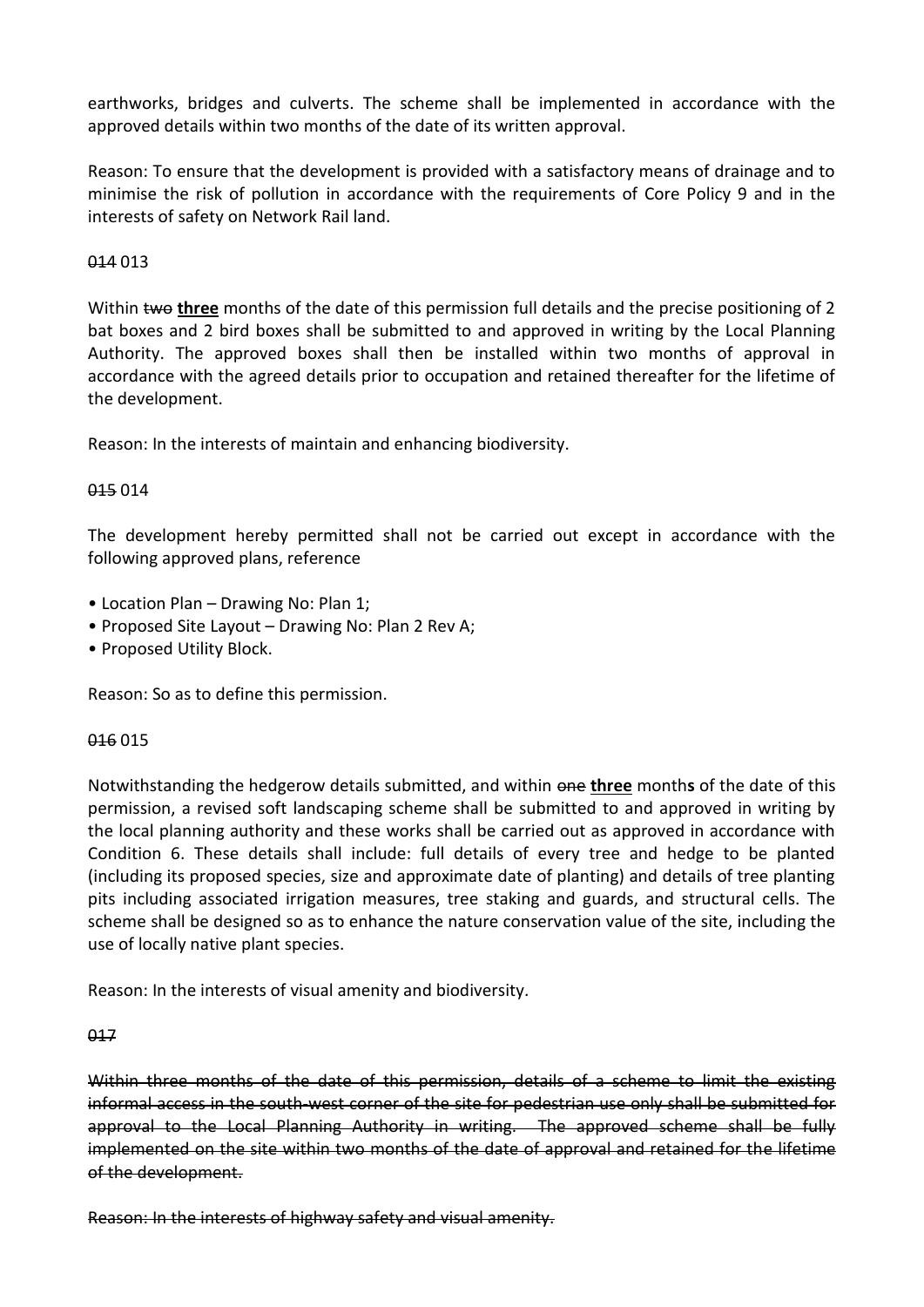earthworks, bridges and culverts. The scheme shall be implemented in accordance with the approved details within two months of the date of its written approval.

Reason: To ensure that the development is provided with a satisfactory means of drainage and to minimise the risk of pollution in accordance with the requirements of Core Policy 9 and in the interests of safety on Network Rail land.

~~014~~ 013

Within ~~two~~ **three** months of the date of this permission full details and the precise positioning of 2 bat boxes and 2 bird boxes shall be submitted to and approved in writing by the Local Planning Authority. The approved boxes shall then be installed within two months of approval in accordance with the agreed details prior to occupation and retained thereafter for the lifetime of the development.

Reason: In the interests of maintain and enhancing biodiversity.

~~015~~ 014

The development hereby permitted shall not be carried out except in accordance with the following approved plans, reference

- Location Plan – Drawing No: Plan 1;
- Proposed Site Layout – Drawing No: Plan 2 Rev A;
- Proposed Utility Block.

Reason: So as to define this permission.

~~016~~ 015

Notwithstanding the hedgerow details submitted, and within ~~one~~ **three** month**s** of the date of this permission, a revised soft landscaping scheme shall be submitted to and approved in writing by the local planning authority and these works shall be carried out as approved in accordance with Condition 6. These details shall include: full details of every tree and hedge to be planted (including its proposed species, size and approximate date of planting) and details of tree planting pits including associated irrigation measures, tree staking and guards, and structural cells. The scheme shall be designed so as to enhance the nature conservation value of the site, including the use of locally native plant species.

Reason: In the interests of visual amenity and biodiversity.

~~017~~

~~Within three months of the date of this permission, details of a scheme to limit the existing informal access in the south-west corner of the site for pedestrian use only shall be submitted for approval to the Local Planning Authority in writing. The approved scheme shall be fully implemented on the site within two months of the date of approval and retained for the lifetime of the development.~~

~~Reason: In the interests of highway safety and visual amenity.~~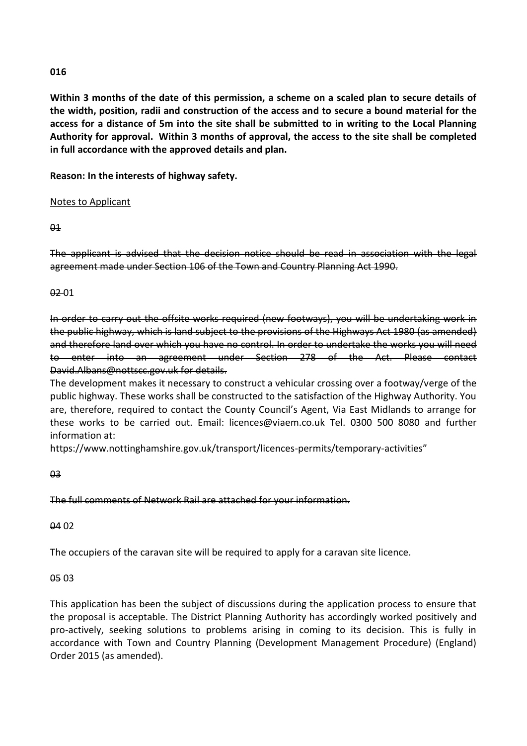**016**

**Within 3 months of the date of this permission, a scheme on a scaled plan to secure details of the width, position, radii and construction of the access and to secure a bound material for the access for a distance of 5m into the site shall be submitted to in writing to the Local Planning Authority for approval. Within 3 months of approval, the access to the site shall be completed in full accordance with the approved details and plan.**

**Reason: In the interests of highway safety.**

<u>Notes to Applicant</u>

~~01~~

~~The applicant is advised that the decision notice should be read in association with the legal agreement made under Section 106 of the Town and Country Planning Act 1990.~~

~~02~~ 01

~~In order to carry out the offsite works required (new footways), you will be undertaking work in the public highway, which is land subject to the provisions of the Highways Act 1980 (as amended) and therefore land over which you have no control. In order to undertake the works you will need to enter into an agreement under Section 278 of the Act. Please contact David.Albans@nottscc.gov.uk for details.~~

The development makes it necessary to construct a vehicular crossing over a footway/verge of the public highway. These works shall be constructed to the satisfaction of the Highway Authority. You are, therefore, required to contact the County Council's Agent, Via East Midlands to arrange for these works to be carried out. Email: licences@viaem.co.uk Tel. 0300 500 8080 and further information at:
https://www.nottinghamshire.gov.uk/transport/licences-permits/temporary-activities"

~~03~~

~~The full comments of Network Rail are attached for your information.~~

~~04~~ 02

The occupiers of the caravan site will be required to apply for a caravan site licence.

~~05~~ 03

This application has been the subject of discussions during the application process to ensure that the proposal is acceptable. The District Planning Authority has accordingly worked positively and pro-actively, seeking solutions to problems arising in coming to its decision. This is fully in accordance with Town and Country Planning (Development Management Procedure) (England) Order 2015 (as amended).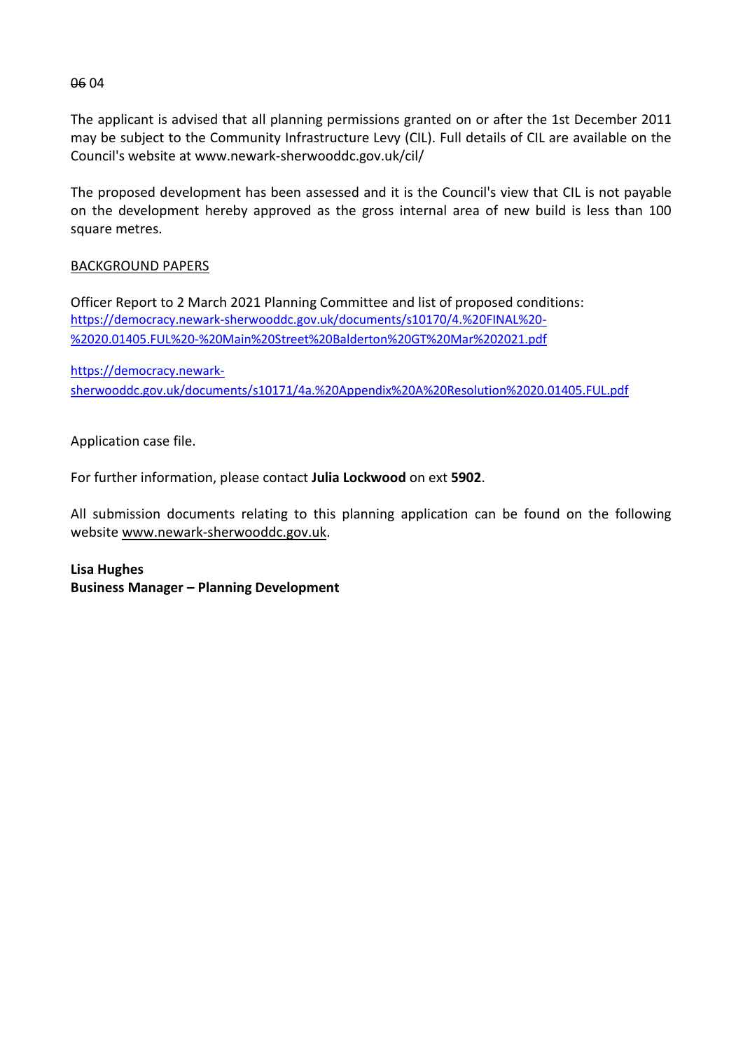~~06~~ 04

The applicant is advised that all planning permissions granted on or after the 1st December 2011 may be subject to the Community Infrastructure Levy (CIL). Full details of CIL are available on the Council's website at www.newark-sherwooddc.gov.uk/cil/

The proposed development has been assessed and it is the Council's view that CIL is not payable on the development hereby approved as the gross internal area of new build is less than 100 square metres.

BACKGROUND PAPERS

Officer Report to 2 March 2021 Planning Committee and list of proposed conditions:
https://democracy.newark-sherwooddc.gov.uk/documents/s10170/4.%20FINAL%20-%2020.01405.FUL%20-%20Main%20Street%20Balderton%20GT%20Mar%202021.pdf

https://democracy.newark-sherwooddc.gov.uk/documents/s10171/4a.%20Appendix%20A%20Resolution%2020.01405.FUL.pdf

Application case file.

For further information, please contact **Julia Lockwood** on ext **5902**.

All submission documents relating to this planning application can be found on the following website www.newark-sherwooddc.gov.uk.

**Lisa Hughes**
**Business Manager – Planning Development**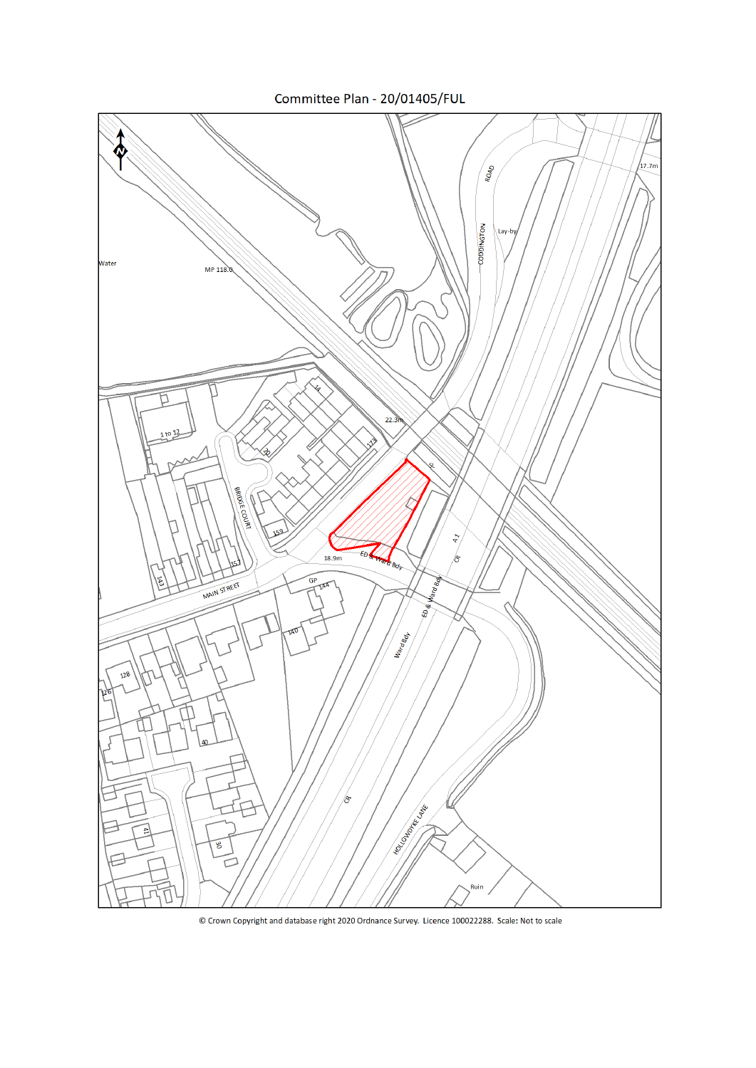# Committee Plan - 20/01405/FUL

Water

MP 118.0

CODDINGTON ROAD

Lay-by

17.7m

22.3m

1 to 12

14

20

173

BRIDGE COURT

159

157

143

SL

A1

CR

18.9m

ED & Ward Bdy

GP

144

MAIN STREET

140

ED & Ward Bdy

Ward Bdy

128

126

40

41

30

CR

HOLLOWDYKE LANE

Ruin

© Crown Copyright and database right 2020 Ordnance Survey. Licence 100022288. Scale: Not to scale